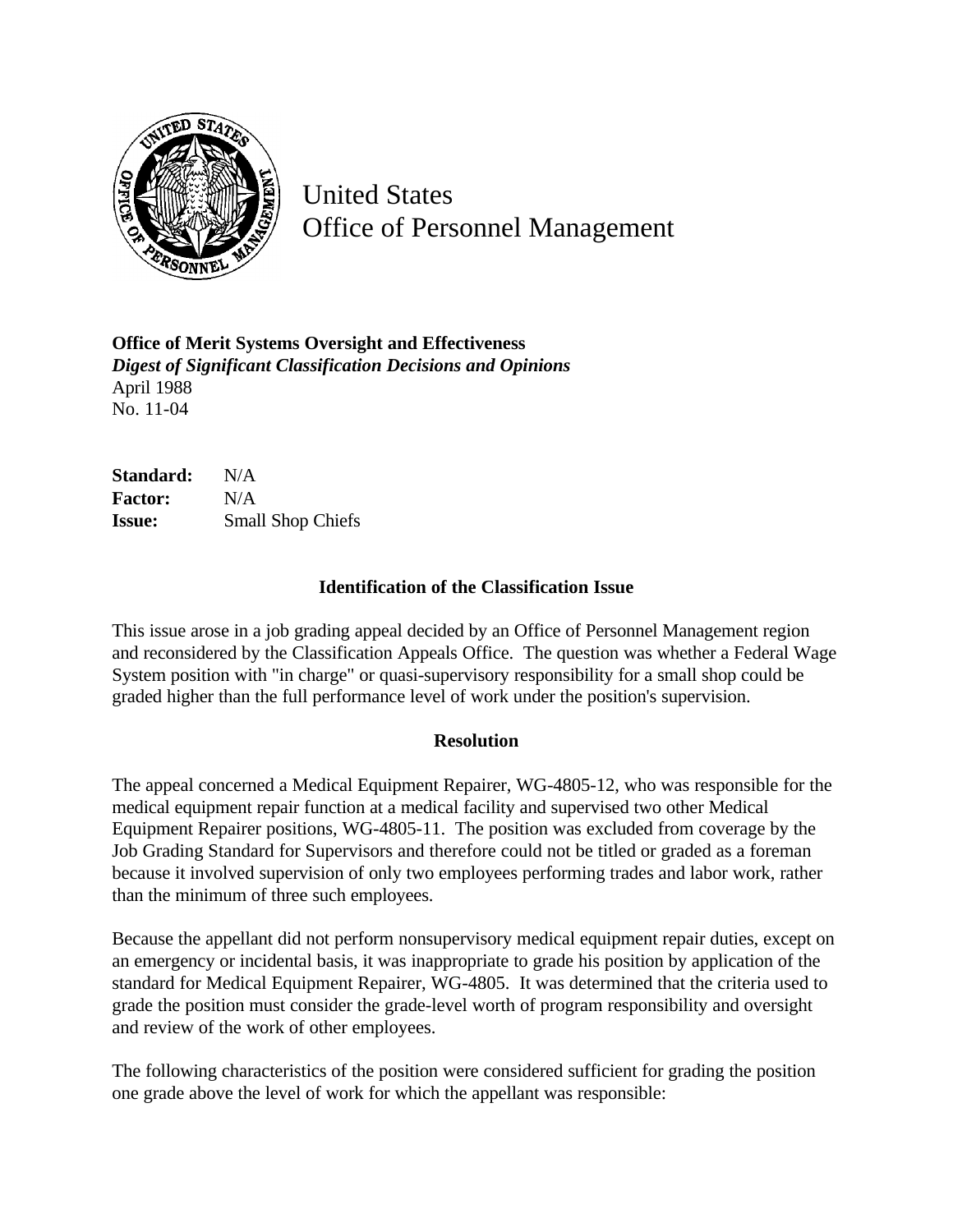# United States Office of Personnel Management

**Office of Merit Systems Oversight and Effectiveness**
*Digest of Significant Classification Decisions and Opinions*
April 1988
No. 11-04

**Standard:** N/A
**Factor:** N/A
**Issue:** Small Shop Chiefs

### Identification of the Classification Issue

This issue arose in a job grading appeal decided by an Office of Personnel Management region and reconsidered by the Classification Appeals Office. The question was whether a Federal Wage System position with "in charge" or quasi-supervisory responsibility for a small shop could be graded higher than the full performance level of work under the position's supervision.

### Resolution

The appeal concerned a Medical Equipment Repairer, WG-4805-12, who was responsible for the medical equipment repair function at a medical facility and supervised two other Medical Equipment Repairer positions, WG-4805-11. The position was excluded from coverage by the Job Grading Standard for Supervisors and therefore could not be titled or graded as a foreman because it involved supervision of only two employees performing trades and labor work, rather than the minimum of three such employees.

Because the appellant did not perform nonsupervisory medical equipment repair duties, except on an emergency or incidental basis, it was inappropriate to grade his position by application of the standard for Medical Equipment Repairer, WG-4805. It was determined that the criteria used to grade the position must consider the grade-level worth of program responsibility and oversight and review of the work of other employees.

The following characteristics of the position were considered sufficient for grading the position one grade above the level of work for which the appellant was responsible: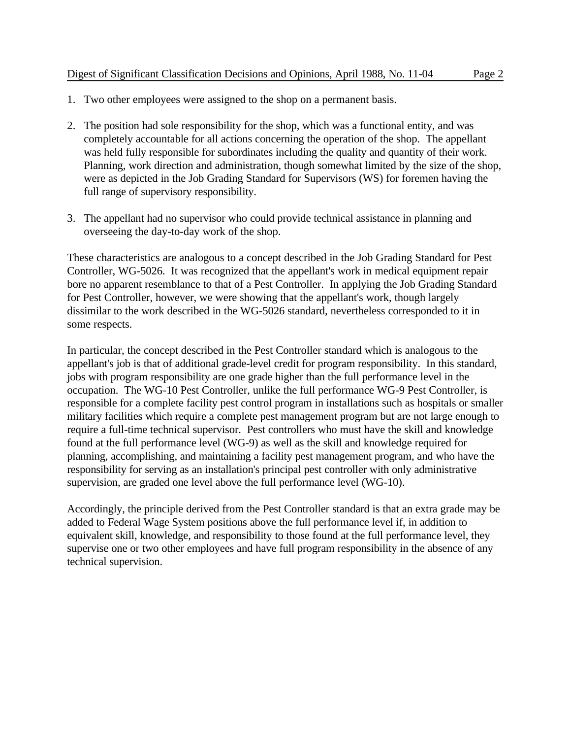1. Two other employees were assigned to the shop on a permanent basis.

2. The position had sole responsibility for the shop, which was a functional entity, and was completely accountable for all actions concerning the operation of the shop. The appellant was held fully responsible for subordinates including the quality and quantity of their work. Planning, work direction and administration, though somewhat limited by the size of the shop, were as depicted in the Job Grading Standard for Supervisors (WS) for foremen having the full range of supervisory responsibility.

3. The appellant had no supervisor who could provide technical assistance in planning and overseeing the day-to-day work of the shop.

These characteristics are analogous to a concept described in the Job Grading Standard for Pest Controller, WG-5026. It was recognized that the appellant's work in medical equipment repair bore no apparent resemblance to that of a Pest Controller. In applying the Job Grading Standard for Pest Controller, however, we were showing that the appellant's work, though largely dissimilar to the work described in the WG-5026 standard, nevertheless corresponded to it in some respects.

In particular, the concept described in the Pest Controller standard which is analogous to the appellant's job is that of additional grade-level credit for program responsibility. In this standard, jobs with program responsibility are one grade higher than the full performance level in the occupation. The WG-10 Pest Controller, unlike the full performance WG-9 Pest Controller, is responsible for a complete facility pest control program in installations such as hospitals or smaller military facilities which require a complete pest management program but are not large enough to require a full-time technical supervisor. Pest controllers who must have the skill and knowledge found at the full performance level (WG-9) as well as the skill and knowledge required for planning, accomplishing, and maintaining a facility pest management program, and who have the responsibility for serving as an installation's principal pest controller with only administrative supervision, are graded one level above the full performance level (WG-10).

Accordingly, the principle derived from the Pest Controller standard is that an extra grade may be added to Federal Wage System positions above the full performance level if, in addition to equivalent skill, knowledge, and responsibility to those found at the full performance level, they supervise one or two other employees and have full program responsibility in the absence of any technical supervision.